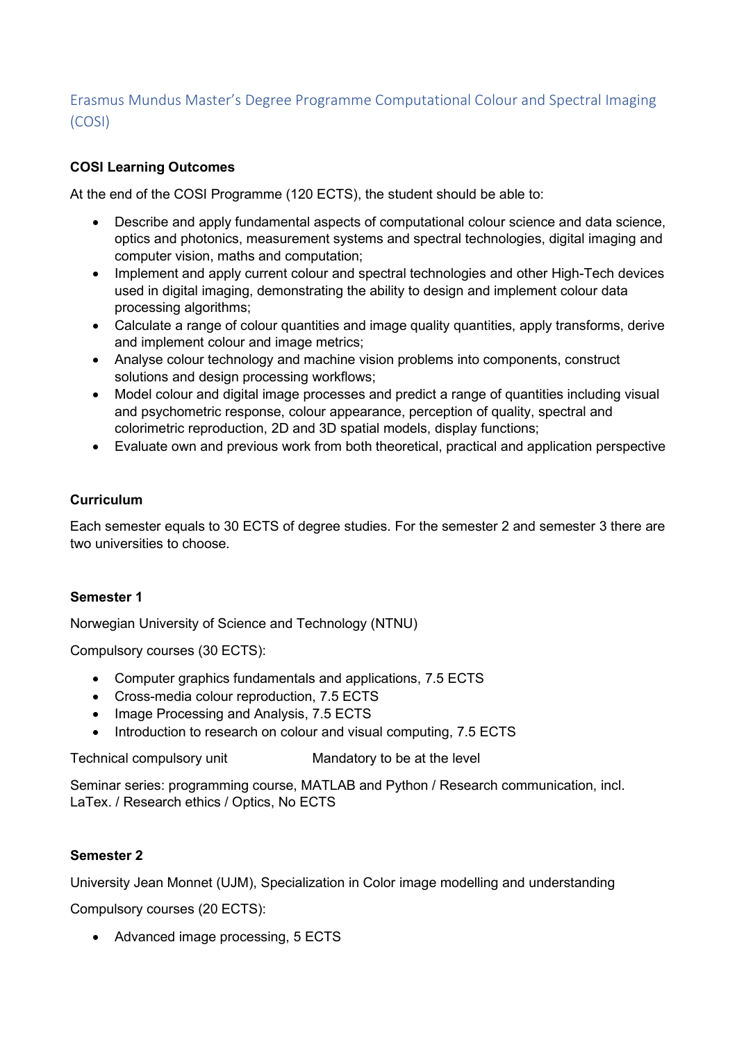# Erasmus Mundus Master's Degree Programme Computational Colour and Spectral Imaging (COSI)

**COSI Learning Outcomes**

At the end of the COSI Programme (120 ECTS), the student should be able to:

- Describe and apply fundamental aspects of computational colour science and data science, optics and photonics, measurement systems and spectral technologies, digital imaging and computer vision, maths and computation;
- Implement and apply current colour and spectral technologies and other High-Tech devices used in digital imaging, demonstrating the ability to design and implement colour data processing algorithms;
- Calculate a range of colour quantities and image quality quantities, apply transforms, derive and implement colour and image metrics;
- Analyse colour technology and machine vision problems into components, construct solutions and design processing workflows;
- Model colour and digital image processes and predict a range of quantities including visual and psychometric response, colour appearance, perception of quality, spectral and colorimetric reproduction, 2D and 3D spatial models, display functions;
- Evaluate own and previous work from both theoretical, practical and application perspective

**Curriculum**

Each semester equals to 30 ECTS of degree studies. For the semester 2 and semester 3 there are two universities to choose.

**Semester 1**

Norwegian University of Science and Technology (NTNU)

Compulsory courses (30 ECTS):

- Computer graphics fundamentals and applications, 7.5 ECTS
- Cross-media colour reproduction, 7.5 ECTS
- Image Processing and Analysis, 7.5 ECTS
- Introduction to research on colour and visual computing, 7.5 ECTS

Technical compulsory unit Mandatory to be at the level

Seminar series: programming course, MATLAB and Python / Research communication, incl. LaTex. / Research ethics / Optics, No ECTS

**Semester 2**

University Jean Monnet (UJM), Specialization in Color image modelling and understanding

Compulsory courses (20 ECTS):

- Advanced image processing, 5 ECTS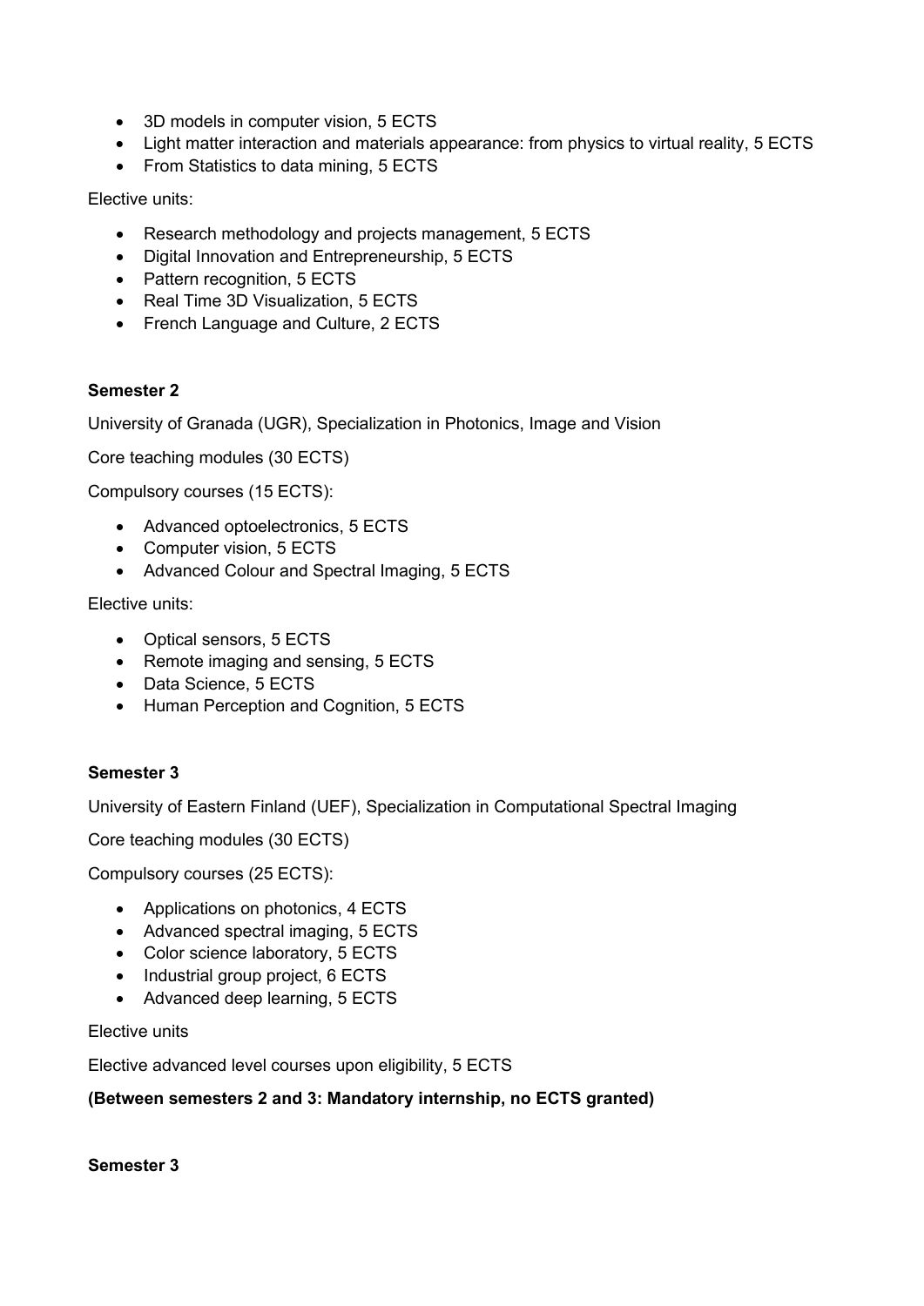- 3D models in computer vision, 5 ECTS
- Light matter interaction and materials appearance: from physics to virtual reality, 5 ECTS
- From Statistics to data mining, 5 ECTS

Elective units:

- Research methodology and projects management, 5 ECTS
- Digital Innovation and Entrepreneurship, 5 ECTS
- Pattern recognition, 5 ECTS
- Real Time 3D Visualization, 5 ECTS
- French Language and Culture, 2 ECTS

**Semester 2**

University of Granada (UGR), Specialization in Photonics, Image and Vision

Core teaching modules (30 ECTS)

Compulsory courses (15 ECTS):

- Advanced optoelectronics, 5 ECTS
- Computer vision, 5 ECTS
- Advanced Colour and Spectral Imaging, 5 ECTS

Elective units:

- Optical sensors, 5 ECTS
- Remote imaging and sensing, 5 ECTS
- Data Science, 5 ECTS
- Human Perception and Cognition, 5 ECTS

**Semester 3**

University of Eastern Finland (UEF), Specialization in Computational Spectral Imaging

Core teaching modules (30 ECTS)

Compulsory courses (25 ECTS):

- Applications on photonics, 4 ECTS
- Advanced spectral imaging, 5 ECTS
- Color science laboratory, 5 ECTS
- Industrial group project, 6 ECTS
- Advanced deep learning, 5 ECTS

Elective units

Elective advanced level courses upon eligibility, 5 ECTS

**(Between semesters 2 and 3: Mandatory internship, no ECTS granted)**

**Semester 3**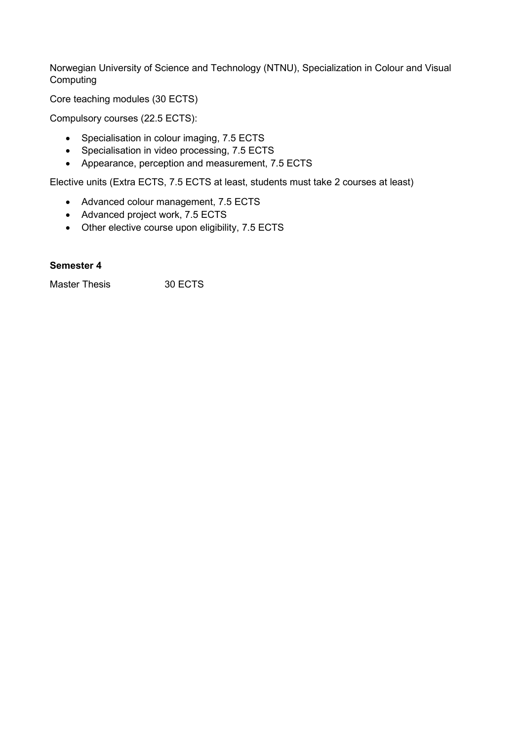Norwegian University of Science and Technology (NTNU), Specialization in Colour and Visual Computing

Core teaching modules (30 ECTS)

Compulsory courses (22.5 ECTS):

- Specialisation in colour imaging, 7.5 ECTS
- Specialisation in video processing, 7.5 ECTS
- Appearance, perception and measurement, 7.5 ECTS

Elective units (Extra ECTS, 7.5 ECTS at least, students must take 2 courses at least)

- Advanced colour management, 7.5 ECTS
- Advanced project work, 7.5 ECTS
- Other elective course upon eligibility, 7.5 ECTS

**Semester 4**

Master Thesis 30 ECTS